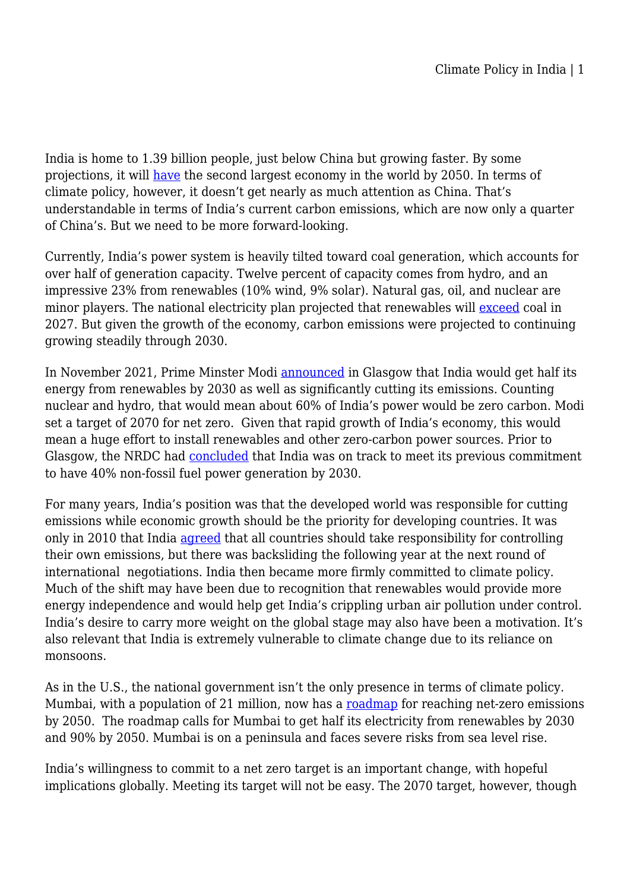India is home to 1.39 billion people, just below China but growing faster. By some projections, it will have the second largest economy in the world by 2050. In terms of climate policy, however, it doesn't get nearly as much attention as China. That's understandable in terms of India's current carbon emissions, which are now only a quarter of China's. But we need to be more forward-looking.

Currently, India's power system is heavily tilted toward coal generation, which accounts for over half of generation capacity. Twelve percent of capacity comes from hydro, and an impressive 23% from renewables (10% wind, 9% solar). Natural gas, oil, and nuclear are minor players. The national electricity plan projected that renewables will exceed coal in 2027. But given the growth of the economy, carbon emissions were projected to continuing growing steadily through 2030.

In November 2021, Prime Minster Modi announced in Glasgow that India would get half its energy from renewables by 2030 as well as significantly cutting its emissions. Counting nuclear and hydro, that would mean about 60% of India's power would be zero carbon. Modi set a target of 2070 for net zero. Given that rapid growth of India's economy, this would mean a huge effort to install renewables and other zero-carbon power sources. Prior to Glasgow, the NRDC had concluded that India was on track to meet its previous commitment to have 40% non-fossil fuel power generation by 2030.

For many years, India's position was that the developed world was responsible for cutting emissions while economic growth should be the priority for developing countries. It was only in 2010 that India agreed that all countries should take responsibility for controlling their own emissions, but there was backsliding the following year at the next round of international negotiations. India then became more firmly committed to climate policy. Much of the shift may have been due to recognition that renewables would provide more energy independence and would help get India's crippling urban air pollution under control. India's desire to carry more weight on the global stage may also have been a motivation. It's also relevant that India is extremely vulnerable to climate change due to its reliance on monsoons.

As in the U.S., the national government isn't the only presence in terms of climate policy. Mumbai, with a population of 21 million, now has a roadmap for reaching net-zero emissions by 2050. The roadmap calls for Mumbai to get half its electricity from renewables by 2030 and 90% by 2050. Mumbai is on a peninsula and faces severe risks from sea level rise.

India's willingness to commit to a net zero target is an important change, with hopeful implications globally. Meeting its target will not be easy. The 2070 target, however, though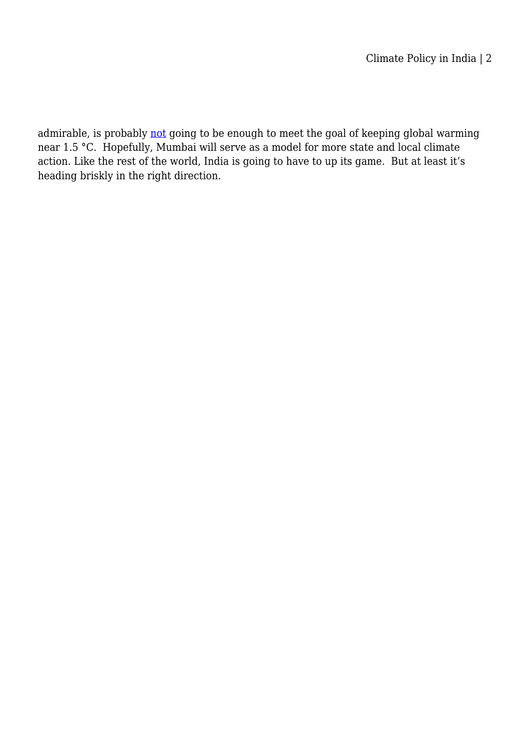admirable, is probably [not] going to be enough to meet the goal of keeping global warming near 1.5 °C.  Hopefully, Mumbai will serve as a model for more state and local climate action. Like the rest of the world, India is going to have to up its game.  But at least it's heading briskly in the right direction.